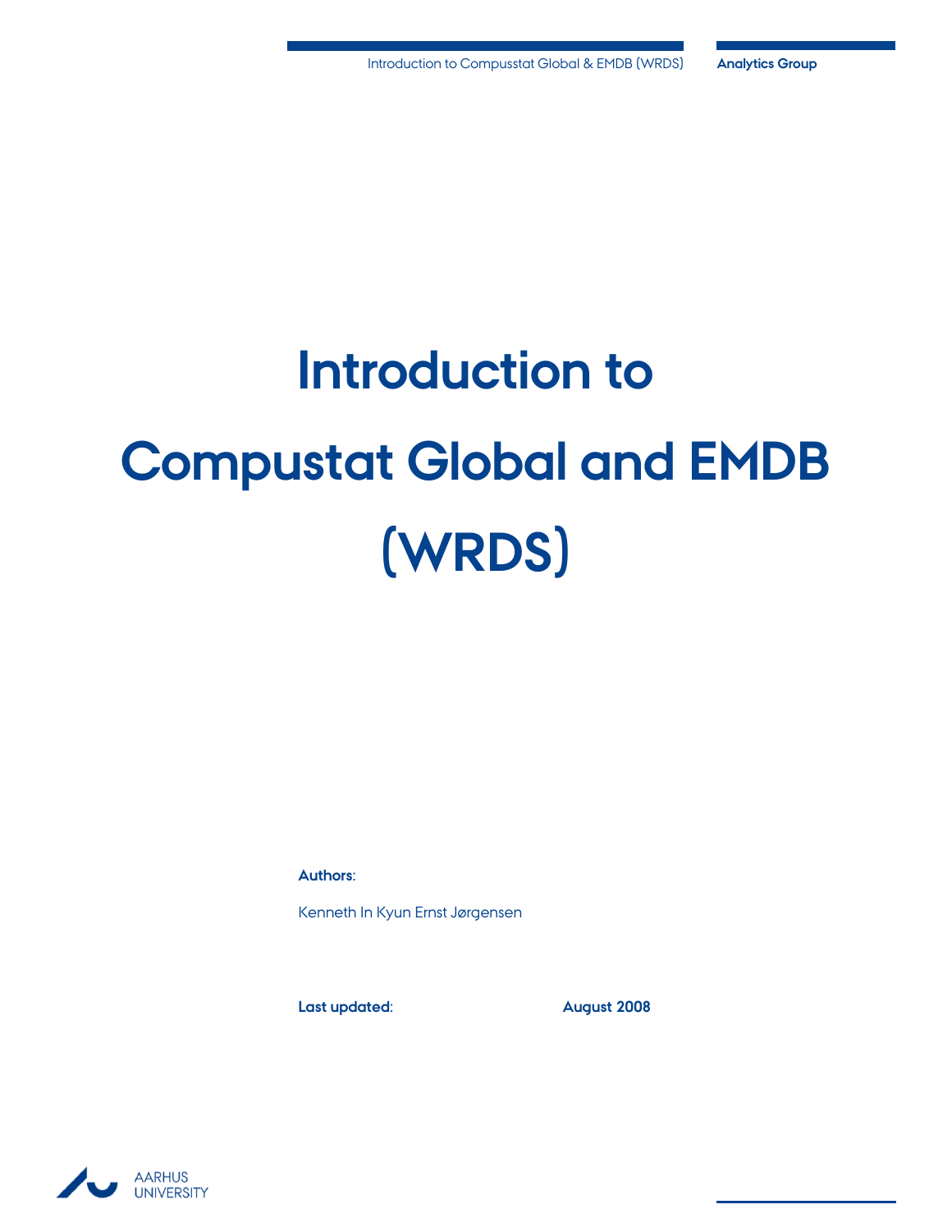# Introduction to Compustat Global and EMDB (WRDS)

**Authors**:

Kenneth In Kyun Ernst Jørgensen

**Last updated**: **August 2008**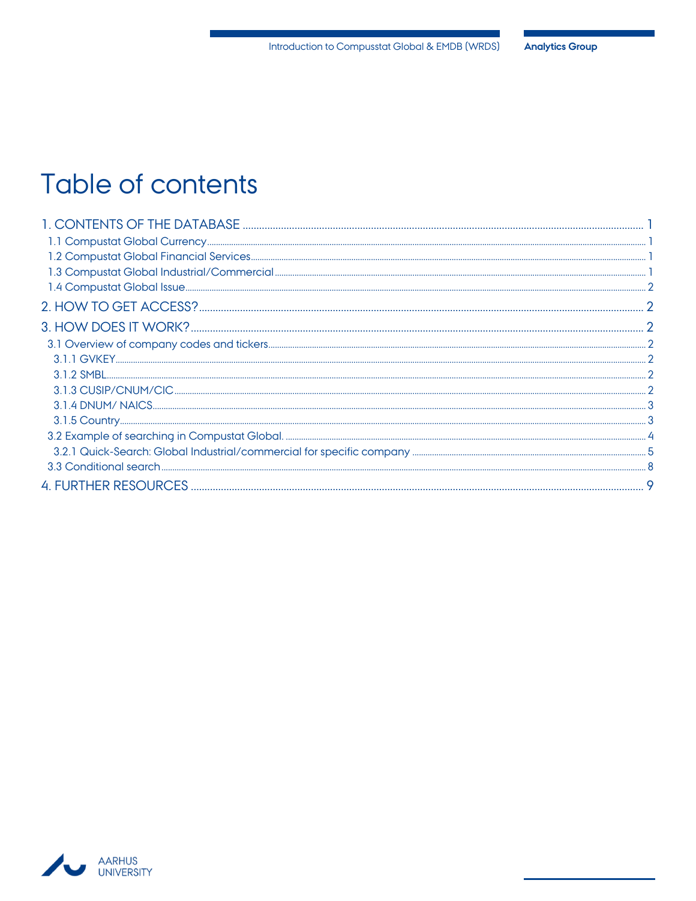# Table of contents

1. CONTENTS OF THE DATABASE ........ 1
   - 1.1 Compustat Global Currency ........ 1
   - 1.2 Compustat Global Financial Services ........ 1
   - 1.3 Compustat Global Industrial/Commercial ........ 1
   - 1.4 Compustat Global Issue ........ 2
2. HOW TO GET ACCESS? ........ 2
3. HOW DOES IT WORK? ........ 2
   - 3.1 Overview of company codes and tickers ........ 2
     - 3.1.1 GVKEY ........ 2
     - 3.1.2 SMBL ........ 2
     - 3.1.3 CUSIP/CNUM/CIC ........ 2
     - 3.1.4 DNUM/ NAICS ........ 3
     - 3.1.5 Country ........ 3
   - 3.2 Example of searching in Compustat Global. ........ 4
     - 3.2.1 Quick-Search: Global Industrial/commercial for specific company ........ 5
   - 3.3 Conditional search ........ 8
4. FURTHER RESOURCES ........ 9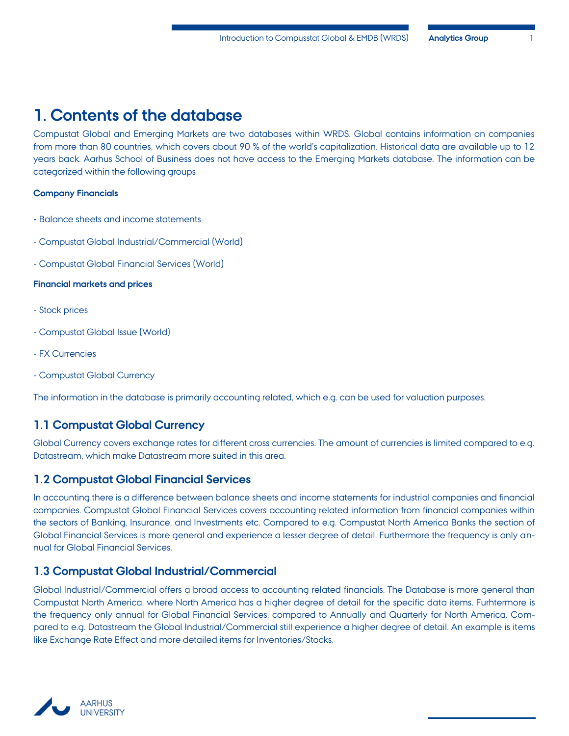# 1. Contents of the database

Compustat Global and Emerging Markets are two databases within WRDS. Global contains information on companies from more than 80 countries, which covers about 90 % of the world's capitalization. Historical data are available up to 12 years back. Aarhus School of Business does not have access to the Emerging Markets database. The information can be categorized within the following groups

**Company Financials**

- Balance sheets and income statements
- Compustat Global Industrial/Commercial (World)
- Compustat Global Financial Services (World)

**Financial markets and prices**

- Stock prices
- Compustat Global Issue (World)
- FX Currencies
- Compustat Global Currency

The information in the database is primarily accounting related, which e.g. can be used for valuation purposes.

## 1.1 Compustat Global Currency

Global Currency covers exchange rates for different cross currencies. The amount of currencies is limited compared to e.g. Datastream, which make Datastream more suited in this area.

## 1.2 Compustat Global Financial Services

In accounting there is a difference between balance sheets and income statements for industrial companies and financial companies. Compustat Global Financial Services covers accounting related information from financial companies within the sectors of Banking, Insurance, and Investments etc. Compared to e.g. Compustat North America Banks the section of Global Financial Services is more general and experience a lesser degree of detail. Furthermore the frequency is only annual for Global Financial Services.

## 1.3 Compustat Global Industrial/Commercial

Global Industrial/Commercial offers a broad access to accounting related financials. The Database is more general than Compustat North America, where North America has a higher degree of detail for the specific data items. Furhtermore is the frequency only annual for Global Financial Services, compared to Annually and Quarterly for North America. Compared to e.g. Datastream the Global Industrial/Commercial still experience a higher degree of detail. An example is items like Exchange Rate Effect and more detailed items for Inventories/Stocks.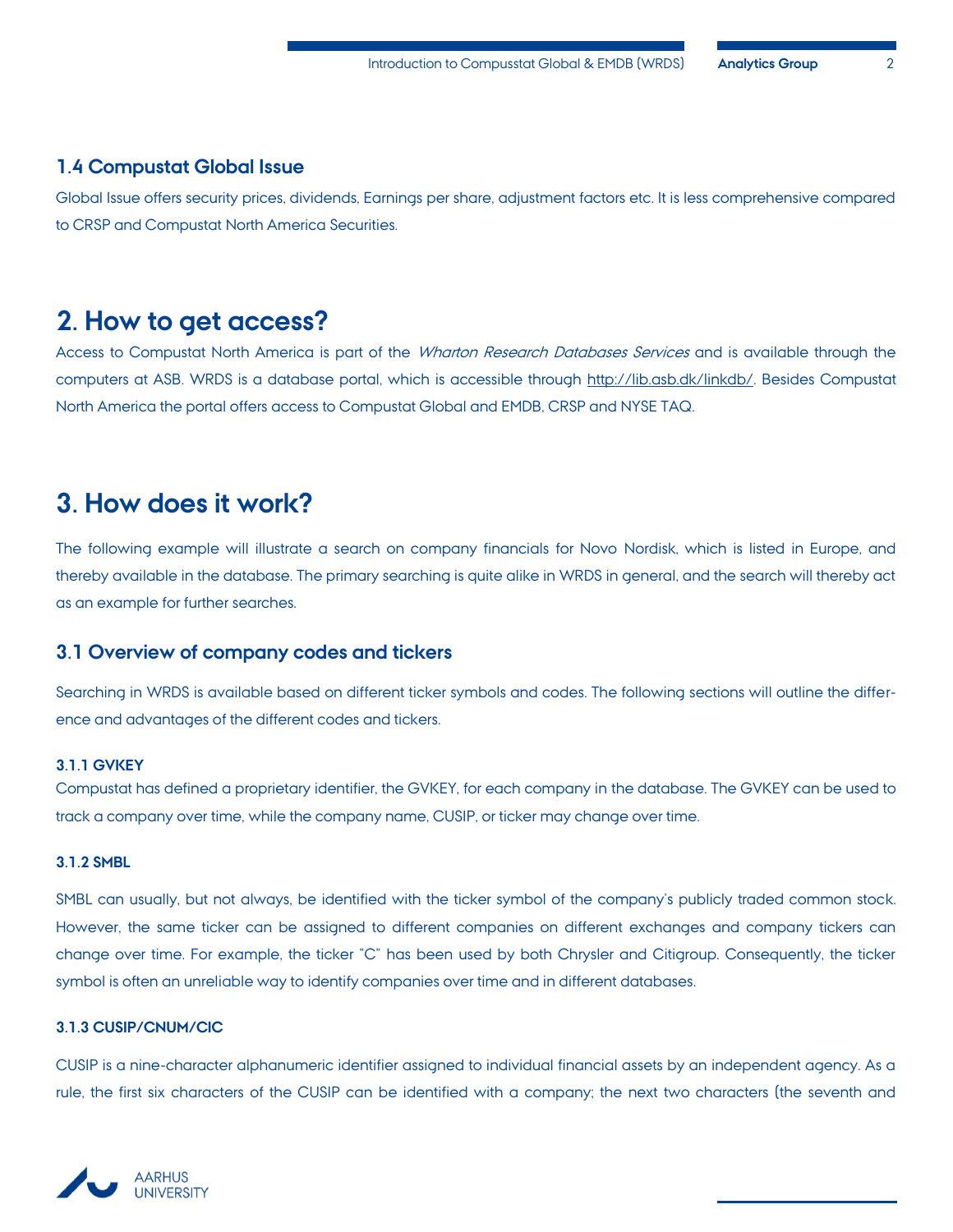### 1.4 Compustat Global Issue

Global Issue offers security prices, dividends, Earnings per share, adjustment factors etc. It is less comprehensive compared to CRSP and Compustat North America Securities.

## 2. How to get access?

Access to Compustat North America is part of the *Wharton Research Databases Services* and is available through the computers at ASB. WRDS is a database portal, which is accessible through http://lib.asb.dk/linkdb/. Besides Compustat North America the portal offers access to Compustat Global and EMDB, CRSP and NYSE TAQ.

## 3. How does it work?

The following example will illustrate a search on company financials for Novo Nordisk, which is listed in Europe, and thereby available in the database. The primary searching is quite alike in WRDS in general, and the search will thereby act as an example for further searches.

### 3.1 Overview of company codes and tickers

Searching in WRDS is available based on different ticker symbols and codes. The following sections will outline the difference and advantages of the different codes and tickers.

#### 3.1.1 GVKEY

Compustat has defined a proprietary identifier, the GVKEY, for each company in the database. The GVKEY can be used to track a company over time, while the company name, CUSIP, or ticker may change over time.

#### 3.1.2 SMBL

SMBL can usually, but not always, be identified with the ticker symbol of the company's publicly traded common stock. However, the same ticker can be assigned to different companies on different exchanges and company tickers can change over time. For example, the ticker "C" has been used by both Chrysler and Citigroup. Consequently, the ticker symbol is often an unreliable way to identify companies over time and in different databases.

#### 3.1.3 CUSIP/CNUM/CIC

CUSIP is a nine-character alphanumeric identifier assigned to individual financial assets by an independent agency. As a rule, the first six characters of the CUSIP can be identified with a company; the next two characters (the seventh and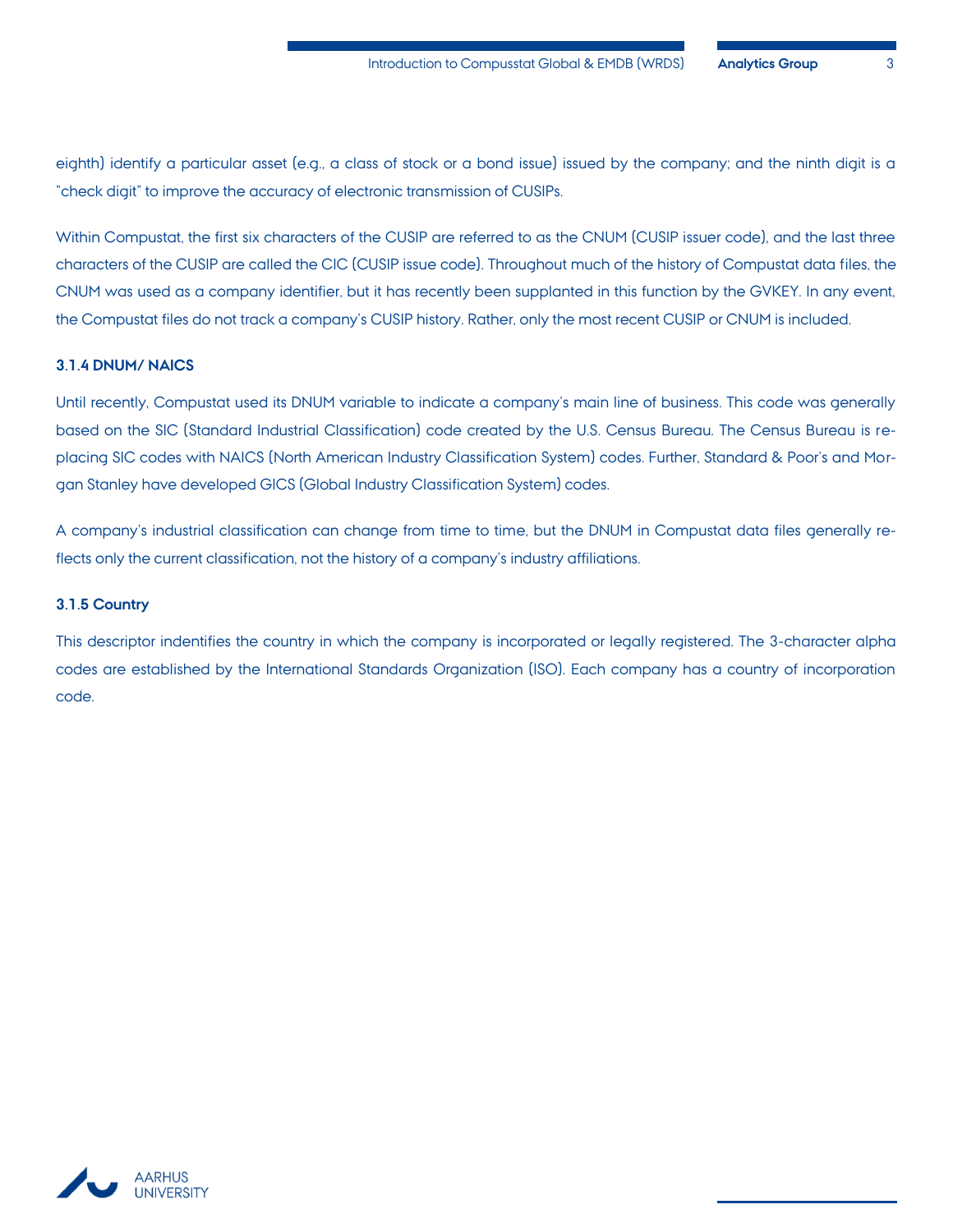eighth) identify a particular asset (e.g., a class of stock or a bond issue) issued by the company; and the ninth digit is a "check digit" to improve the accuracy of electronic transmission of CUSIPs.

Within Compustat, the first six characters of the CUSIP are referred to as the CNUM (CUSIP issuer code), and the last three characters of the CUSIP are called the CIC (CUSIP issue code). Throughout much of the history of Compustat data files, the CNUM was used as a company identifier, but it has recently been supplanted in this function by the GVKEY. In any event, the Compustat files do not track a company's CUSIP history. Rather, only the most recent CUSIP or CNUM is included.

#### 3.1.4 DNUM/ NAICS

Until recently, Compustat used its DNUM variable to indicate a company's main line of business. This code was generally based on the SIC (Standard Industrial Classification) code created by the U.S. Census Bureau. The Census Bureau is replacing SIC codes with NAICS (North American Industry Classification System) codes. Further, Standard & Poor's and Morgan Stanley have developed GICS (Global Industry Classification System) codes.

A company's industrial classification can change from time to time, but the DNUM in Compustat data files generally reflects only the current classification, not the history of a company's industry affiliations.

#### 3.1.5 Country

This descriptor indentifies the country in which the company is incorporated or legally registered. The 3-character alpha codes are established by the International Standards Organization (ISO). Each company has a country of incorporation code.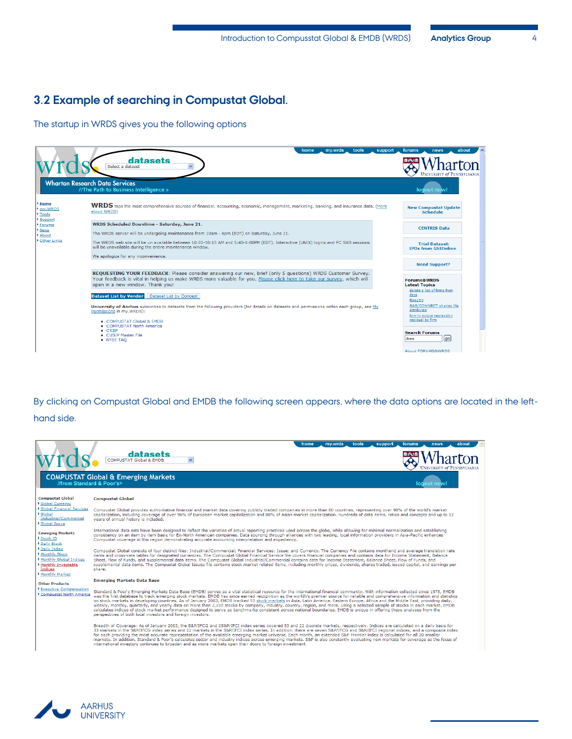## 3.2 Example of searching in Compustat Global.

The startup in WRDS gives you the following options

By clicking on Compustat Global and EMDB the following screen appears, where the data options are located in the left-hand side.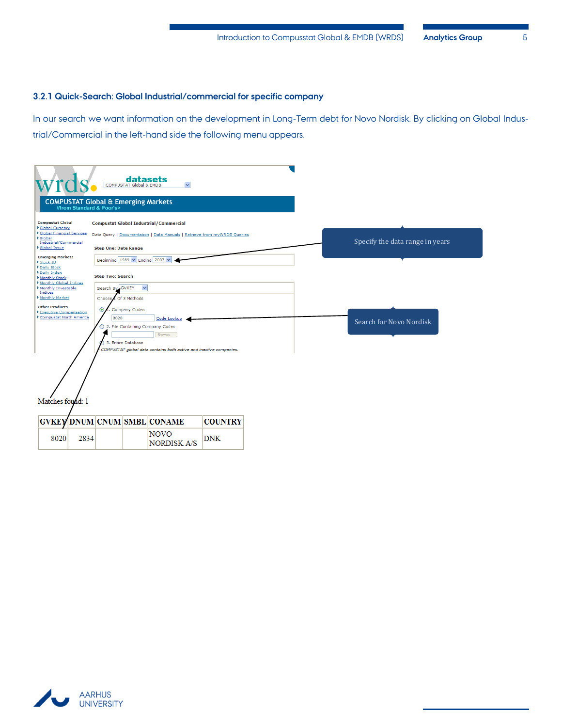### 3.2.1 Quick-Search: Global Industrial/commercial for specific company

In our search we want information on the development in Long-Term debt for Novo Nordisk. By clicking on Global Industrial/Commercial in the left-hand side the following menu appears.

Specify the data range in years

Search for Novo Nordisk

Matches found: 1

| GVKEY | DNUM | CNUM | SMBL | CONAME | COUNTRY |
|---|---|---|---|---|---|
| 8020 | 2834 | | | NOVO NORDISK A/S | DNK |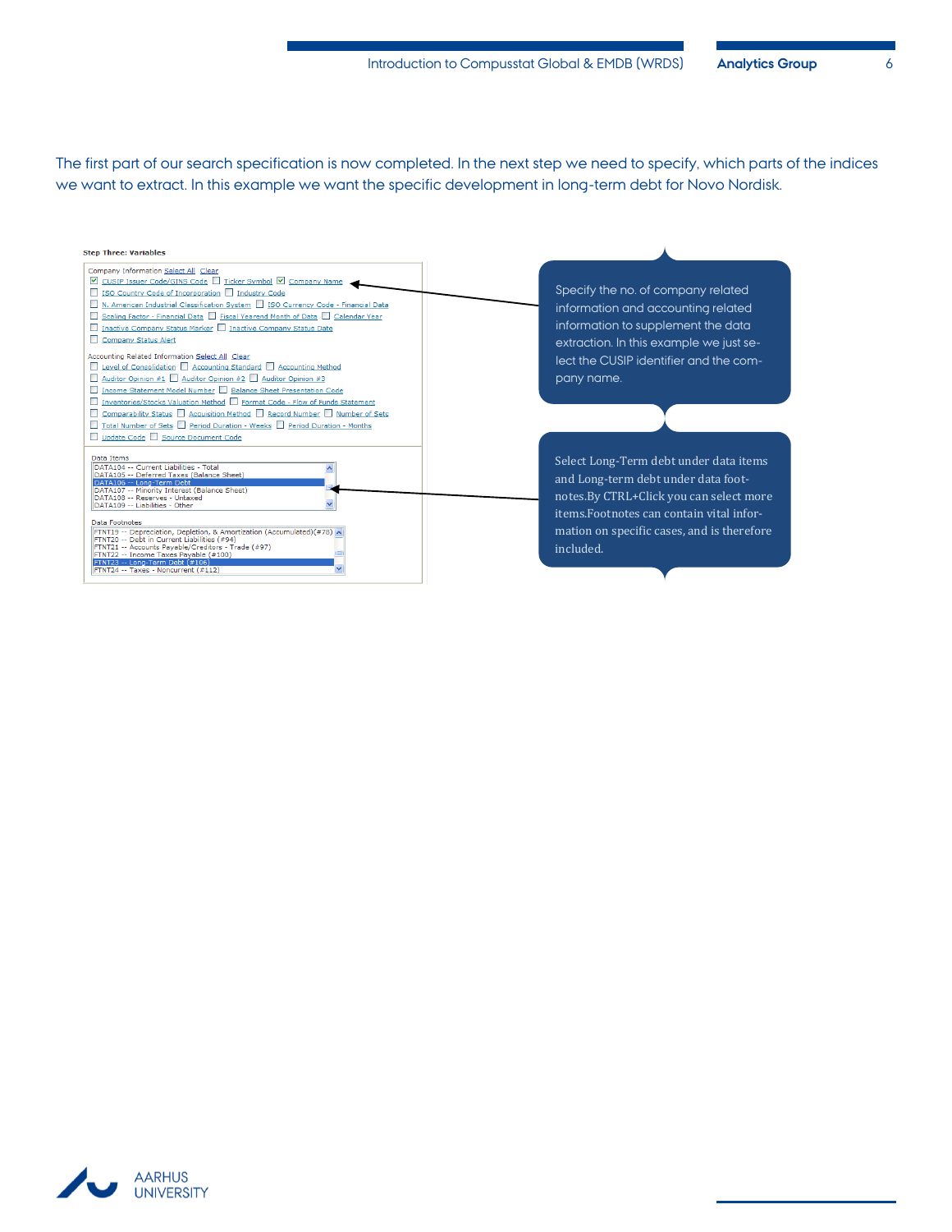The first part of our search specification is now completed. In the next step we need to specify, which parts of the indices we want to extract. In this example we want the specific development in long-term debt for Novo Nordisk.

**Step Three: Variables**

Company Information Select All Clear

- [x] CUSIP Issuer Code/GINS Code
- [ ] Ticker Symbol
- [x] Company Name
- [ ] ISO Country Code of Incorporation
- [ ] Industry Code
- [ ] N. American Industrial Classification System
- [ ] ISO Currency Code - Financial Data
- [ ] Scaling Factor - Financial Data
- [ ] Fiscal Yearend Month of Data
- [ ] Calendar Year
- [ ] Inactive Company Status Marker
- [ ] Inactive Company Status Date
- [ ] Company Status Alert

Accounting Related Information Select All Clear

- [ ] Level of Consolidation
- [ ] Accounting Standard
- [ ] Accounting Method
- [ ] Auditor Opinion #1
- [ ] Auditor Opinion #2
- [ ] Auditor Opinion #3
- [ ] Income Statement Model Number
- [ ] Balance Sheet Presentation Code
- [ ] Inventories/Stocks Valuation Method
- [ ] Format Code - Flow of Funds Statement
- [ ] Comparability Status
- [ ] Acquisition Method
- [ ] Record Number
- [ ] Number of Sets
- [ ] Total Number of Sets
- [ ] Period Duration - Weeks
- [ ] Period Duration - Months
- [ ] Update Code
- [ ] Source Document Code

Data Items

- DATA104 -- Current Liabilities - Total
- DATA105 -- Deferred Taxes (Balance Sheet)
- DATA106 -- Long-Term Debt
- DATA107 -- Minority Interest (Balance Sheet)
- DATA108 -- Reserves - Untaxed
- DATA109 -- Liabilities - Other

Data Footnotes

- FTNT19 -- Depreciation, Depletion, & Amortization (Accumulated)(#78)
- FTNT20 -- Debt in Current Liabilities (#94)
- FTNT21 -- Accounts Payable/Creditors - Trade (#97)
- FTNT22 -- Income Taxes Payable (#100)
- FTNT23 -- Long-Term Debt (#106)
- FTNT24 -- Taxes - Noncurrent (#112)

Specify the no. of company related information and accounting related information to supplement the data extraction. In this example we just select the CUSIP identifier and the company name.

Select Long-Term debt under data items and Long-term debt under data footnotes.By CTRL+Click you can select more items.Footnotes can contain vital information on specific cases, and is therefore included.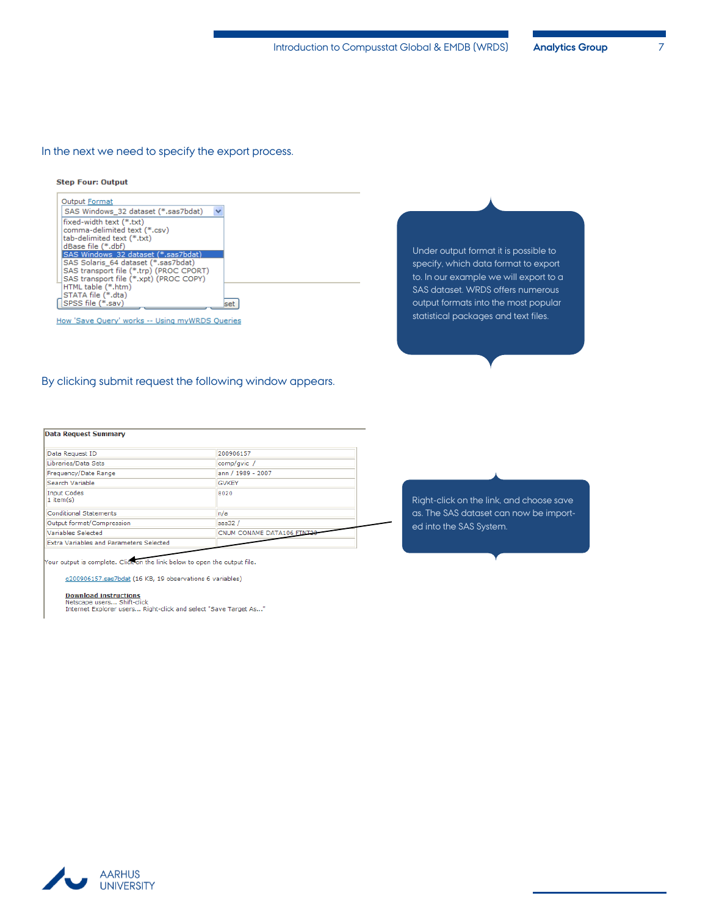In the next we need to specify the export process.

**Step Four: Output**

Output Format

SAS Windows_32 dataset (*.sas7bdat)

- fixed-width text (*.txt)
- comma-delimited text (*.csv)
- tab-delimited text (*.txt)
- dBase file (*.dbf)
- SAS Windows_32 dataset (*.sas7bdat)
- SAS Solaris_64 dataset (*.sas7bdat)
- SAS transport file (*.trp) (PROC CPORT)
- SAS transport file (*.xpt) (PROC COPY)
- HTML table (*.htm)
- STATA file (*.dta)
- SPSS file (*.sav)

How 'Save Query' works -- Using myWRDS Queries

Under output format it is possible to specify, which data format to export to. In our example we will export to a SAS dataset. WRDS offers numerous output formats into the most popular statistical packages and text files.

By clicking submit request the following window appears.

**Data Request Summary**

| | |
|---|---|
| Data Request ID | 200906157 |
| Libraries/Data Sets | comp/gvic / |
| Frequency/Date Range | ann / 1989 - 2007 |
| Search Variable | GVKEY |
| Input Codes 1 item(s) | 8020 |
| Conditional Statements | n/a |
| Output format/Compression | sas32 / |
| Variables Selected | CNUM CONAME DATA106 FINT23 |
| Extra Variables and Parameters Selected | |

Your output is complete. Click on the link below to open the output file.

c200906157.sas7bdat (16 KB, 19 observations 6 variables)

**Download instructions**
Netscape users... Shift-click
Internet Explorer users... Right-click and select "Save Target As..."

Right-click on the link, and choose save as. The SAS dataset can now be imported into the SAS System.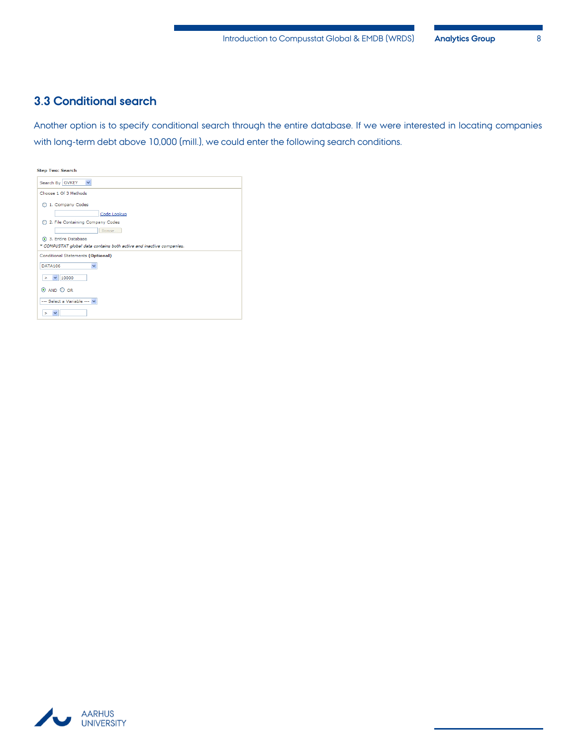## 3.3 Conditional search

Another option is to specify conditional search through the entire database. If we were interested in locating companies with long-term debt above 10,000 (mill.), we could enter the following search conditions.

**Step Two: Search**

Search By GVKEY

Choose 1 Of 3 Methods

1. Company Codes

Code Lookup

2. File Containing Company Codes

Browse

3. Entire Database

* *COMPUSTAT global data contains both active and inactive companies.*

Conditional Statements **(Optional)**

DATA106

> 10000

AND OR

--- Select a Variable ---

>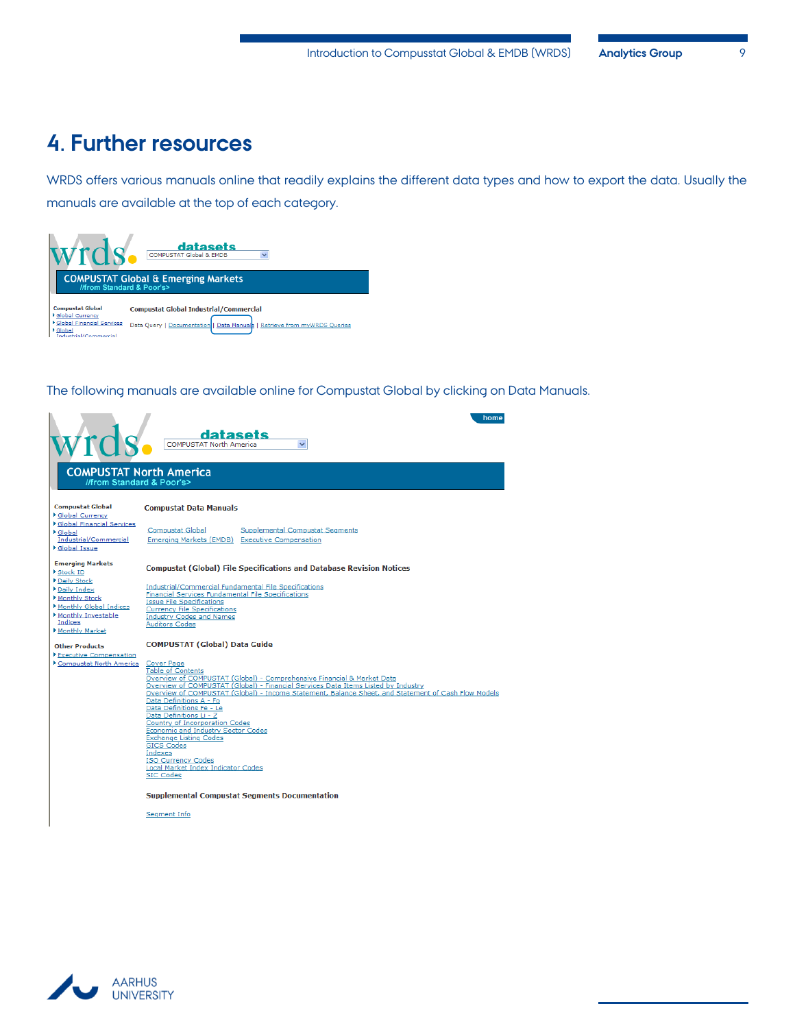# 4. Further resources

WRDS offers various manuals online that readily explains the different data types and how to export the data. Usually the manuals are available at the top of each category.

The following manuals are available online for Compustat Global by clicking on Data Manuals.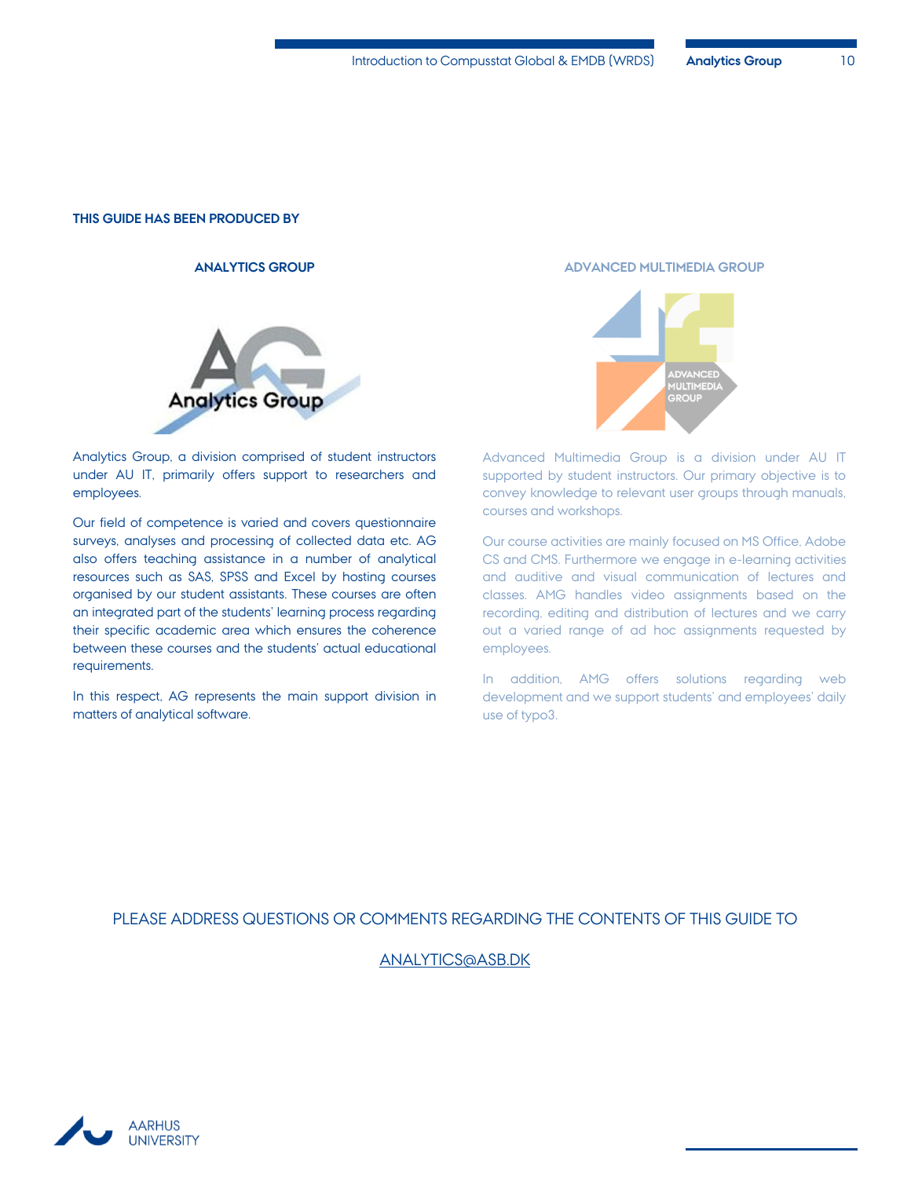## THIS GUIDE HAS BEEN PRODUCED BY

### ANALYTICS GROUP

Analytics Group, a division comprised of student instructors under AU IT, primarily offers support to researchers and employees.

Our field of competence is varied and covers questionnaire surveys, analyses and processing of collected data etc. AG also offers teaching assistance in a number of analytical resources such as SAS, SPSS and Excel by hosting courses organised by our student assistants. These courses are often an integrated part of the students' learning process regarding their specific academic area which ensures the coherence between these courses and the students' actual educational requirements.

In this respect, AG represents the main support division in matters of analytical software.

### ADVANCED MULTIMEDIA GROUP

Advanced Multimedia Group is a division under AU IT supported by student instructors. Our primary objective is to convey knowledge to relevant user groups through manuals, courses and workshops.

Our course activities are mainly focused on MS Office, Adobe CS and CMS. Furthermore we engage in e-learning activities and auditive and visual communication of lectures and classes. AMG handles video assignments based on the recording, editing and distribution of lectures and we carry out a varied range of ad hoc assignments requested by employees.

In addition, AMG offers solutions regarding web development and we support students' and employees' daily use of typo3.

PLEASE ADDRESS QUESTIONS OR COMMENTS REGARDING THE CONTENTS OF THIS GUIDE TO

ANALYTICS@ASB.DK